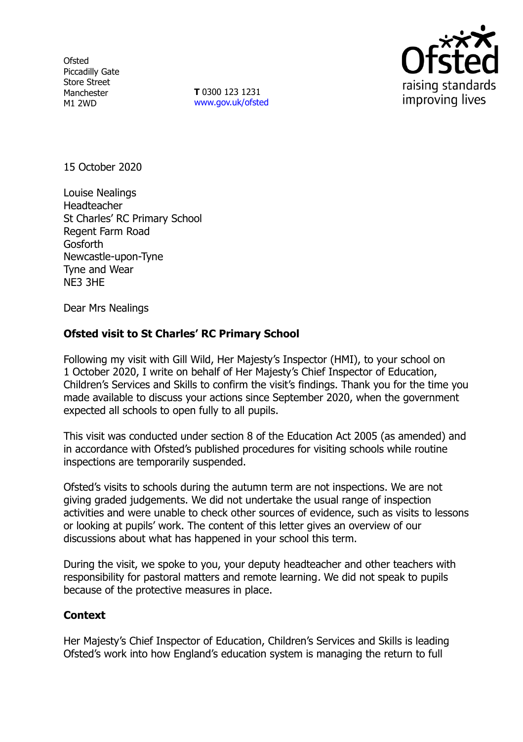Ofsted
Piccadilly Gate
Store Street
Manchester
M1 2WD

**T** 0300 123 1231
www.gov.uk/ofsted

15 October 2020

Louise Nealings
Headteacher
St Charles' RC Primary School
Regent Farm Road
Gosforth
Newcastle-upon-Tyne
Tyne and Wear
NE3 3HE

Dear Mrs Nealings

**Ofsted visit to St Charles' RC Primary School**

Following my visit with Gill Wild, Her Majesty's Inspector (HMI), to your school on 1 October 2020, I write on behalf of Her Majesty's Chief Inspector of Education, Children's Services and Skills to confirm the visit's findings. Thank you for the time you made available to discuss your actions since September 2020, when the government expected all schools to open fully to all pupils.

This visit was conducted under section 8 of the Education Act 2005 (as amended) and in accordance with Ofsted's published procedures for visiting schools while routine inspections are temporarily suspended.

Ofsted's visits to schools during the autumn term are not inspections. We are not giving graded judgements. We did not undertake the usual range of inspection activities and were unable to check other sources of evidence, such as visits to lessons or looking at pupils' work. The content of this letter gives an overview of our discussions about what has happened in your school this term.

During the visit, we spoke to you, your deputy headteacher and other teachers with responsibility for pastoral matters and remote learning. We did not speak to pupils because of the protective measures in place.

**Context**

Her Majesty's Chief Inspector of Education, Children's Services and Skills is leading Ofsted's work into how England's education system is managing the return to full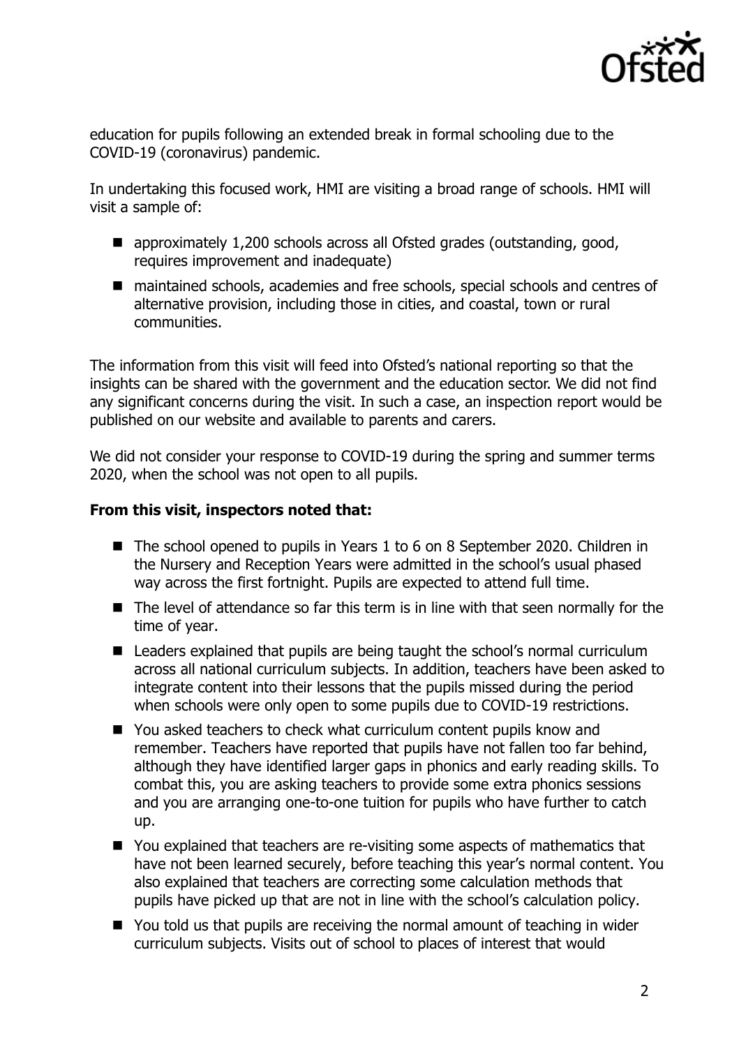education for pupils following an extended break in formal schooling due to the COVID-19 (coronavirus) pandemic.

In undertaking this focused work, HMI are visiting a broad range of schools. HMI will visit a sample of:

- approximately 1,200 schools across all Ofsted grades (outstanding, good, requires improvement and inadequate)
- maintained schools, academies and free schools, special schools and centres of alternative provision, including those in cities, and coastal, town or rural communities.

The information from this visit will feed into Ofsted's national reporting so that the insights can be shared with the government and the education sector. We did not find any significant concerns during the visit. In such a case, an inspection report would be published on our website and available to parents and carers.

We did not consider your response to COVID-19 during the spring and summer terms 2020, when the school was not open to all pupils.

**From this visit, inspectors noted that:**

- The school opened to pupils in Years 1 to 6 on 8 September 2020. Children in the Nursery and Reception Years were admitted in the school's usual phased way across the first fortnight. Pupils are expected to attend full time.
- The level of attendance so far this term is in line with that seen normally for the time of year.
- Leaders explained that pupils are being taught the school's normal curriculum across all national curriculum subjects. In addition, teachers have been asked to integrate content into their lessons that the pupils missed during the period when schools were only open to some pupils due to COVID-19 restrictions.
- You asked teachers to check what curriculum content pupils know and remember. Teachers have reported that pupils have not fallen too far behind, although they have identified larger gaps in phonics and early reading skills. To combat this, you are asking teachers to provide some extra phonics sessions and you are arranging one-to-one tuition for pupils who have further to catch up.
- You explained that teachers are re-visiting some aspects of mathematics that have not been learned securely, before teaching this year's normal content. You also explained that teachers are correcting some calculation methods that pupils have picked up that are not in line with the school's calculation policy.
- You told us that pupils are receiving the normal amount of teaching in wider curriculum subjects. Visits out of school to places of interest that would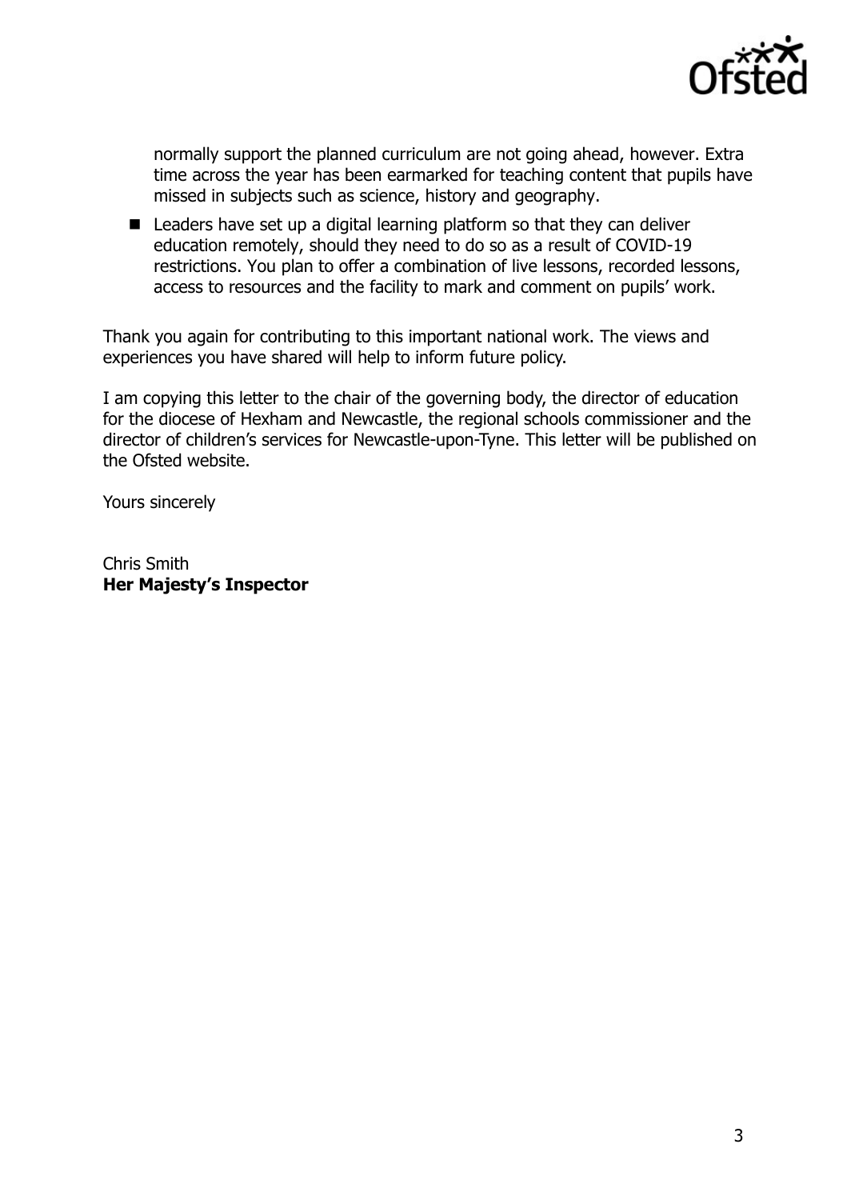normally support the planned curriculum are not going ahead, however. Extra time across the year has been earmarked for teaching content that pupils have missed in subjects such as science, history and geography.

- Leaders have set up a digital learning platform so that they can deliver education remotely, should they need to do so as a result of COVID-19 restrictions. You plan to offer a combination of live lessons, recorded lessons, access to resources and the facility to mark and comment on pupils' work.

Thank you again for contributing to this important national work. The views and experiences you have shared will help to inform future policy.

I am copying this letter to the chair of the governing body, the director of education for the diocese of Hexham and Newcastle, the regional schools commissioner and the director of children's services for Newcastle-upon-Tyne. This letter will be published on the Ofsted website.

Yours sincerely

Chris Smith
**Her Majesty's Inspector**